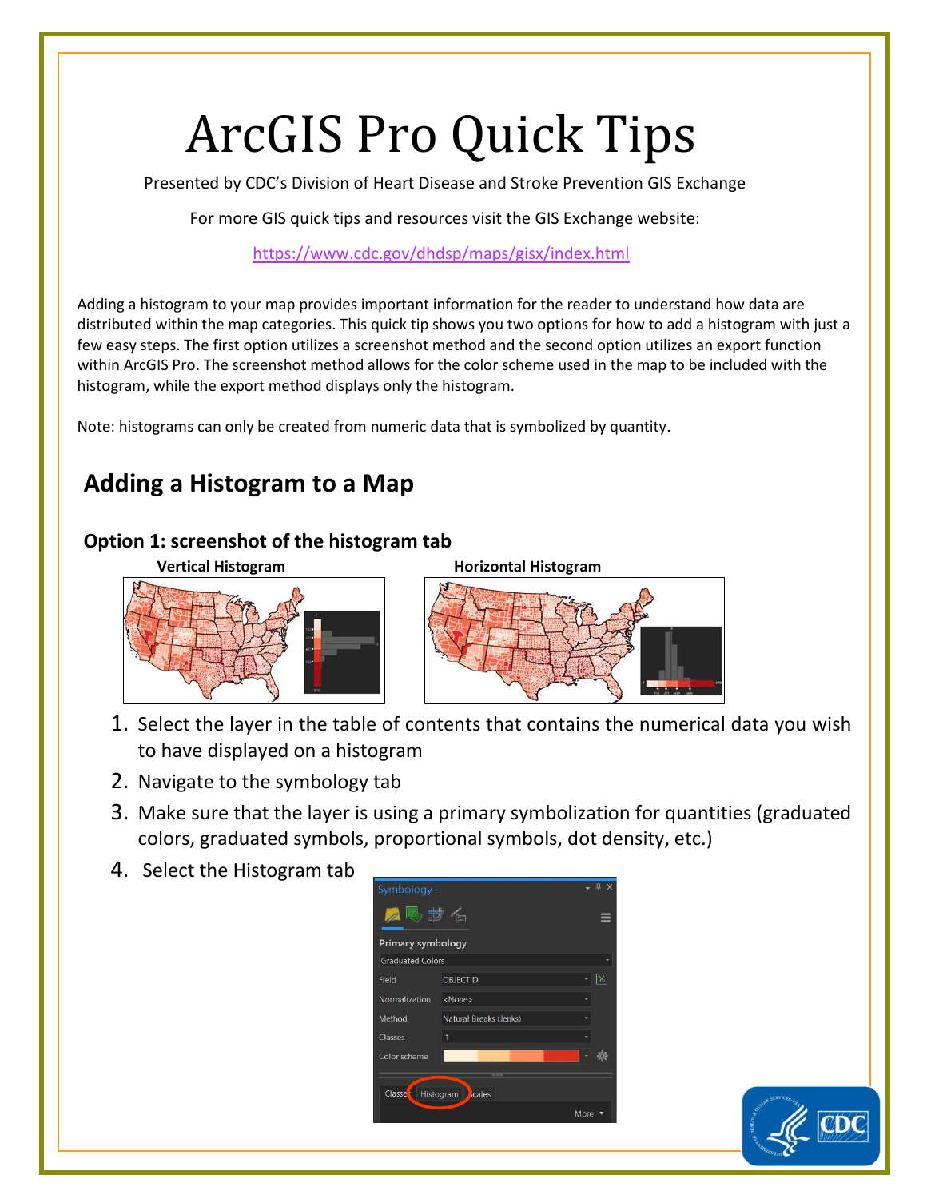# ArcGIS Pro Quick Tips

Presented by CDC's Division of Heart Disease and Stroke Prevention GIS Exchange

For more GIS quick tips and resources visit the GIS Exchange website:

https://www.cdc.gov/dhdsp/maps/gisx/index.html

Adding a histogram to your map provides important information for the reader to understand how data are distributed within the map categories. This quick tip shows you two options for how to add a histogram with just a few easy steps. The first option utilizes a screenshot method and the second option utilizes an export function within ArcGIS Pro. The screenshot method allows for the color scheme used in the map to be included with the histogram, while the export method displays only the histogram.

Note: histograms can only be created from numeric data that is symbolized by quantity.

## Adding a Histogram to a Map

### Option 1: screenshot of the histogram tab

**Vertical Histogram**

**Horizontal Histogram**

1. Select the layer in the table of contents that contains the numerical data you wish to have displayed on a histogram
2. Navigate to the symbology tab
3. Make sure that the layer is using a primary symbolization for quantities (graduated colors, graduated symbols, proportional symbols, dot density, etc.)
4. Select the Histogram tab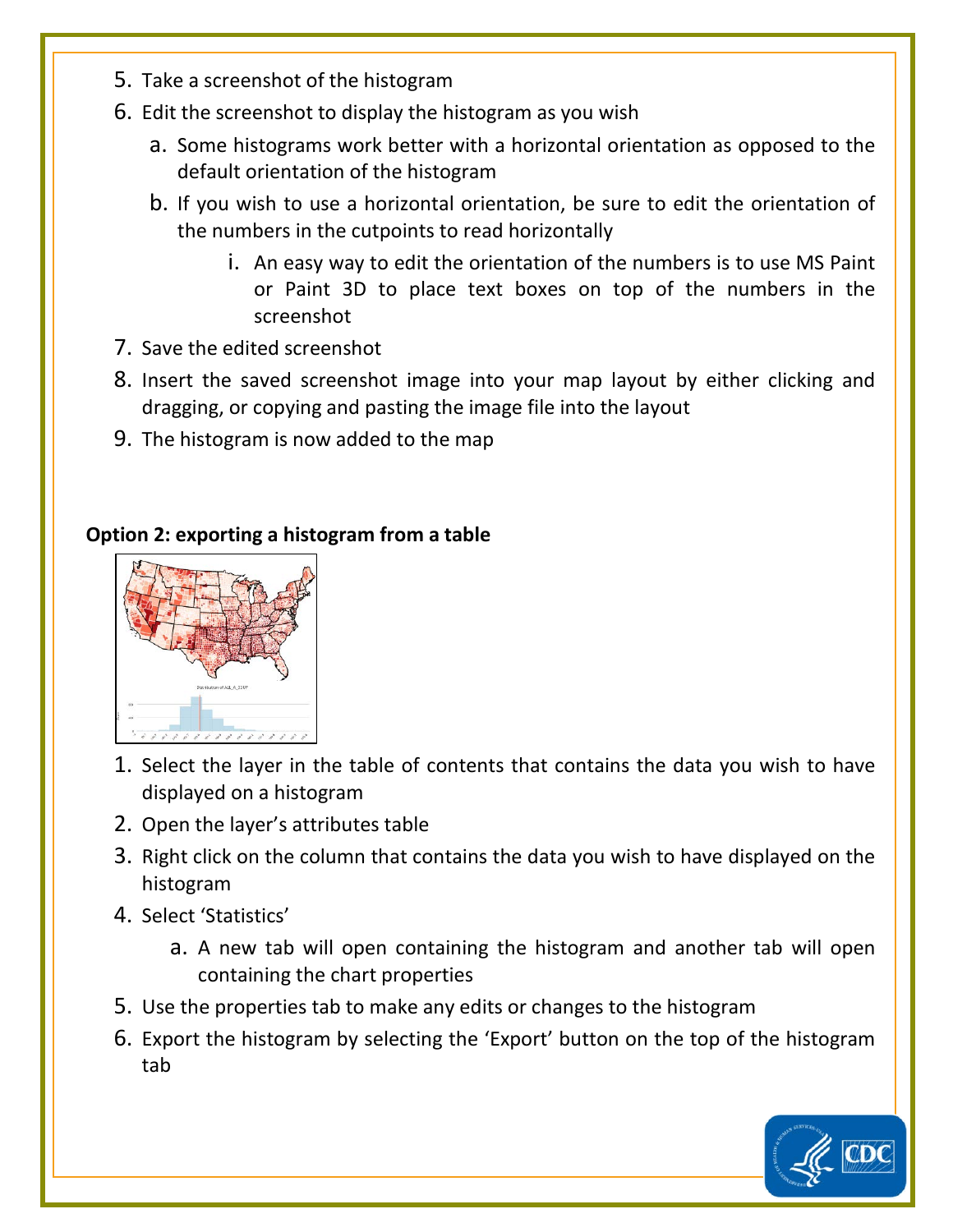5. Take a screenshot of the histogram
6. Edit the screenshot to display the histogram as you wish
    a. Some histograms work better with a horizontal orientation as opposed to the default orientation of the histogram
    b. If you wish to use a horizontal orientation, be sure to edit the orientation of the numbers in the cutpoints to read horizontally
        i. An easy way to edit the orientation of the numbers is to use MS Paint or Paint 3D to place text boxes on top of the numbers in the screenshot
7. Save the edited screenshot
8. Insert the saved screenshot image into your map layout by either clicking and dragging, or copying and pasting the image file into the layout
9. The histogram is now added to the map

**Option 2: exporting a histogram from a table**

1. Select the layer in the table of contents that contains the data you wish to have displayed on a histogram
2. Open the layer's attributes table
3. Right click on the column that contains the data you wish to have displayed on the histogram
4. Select 'Statistics'
    a. A new tab will open containing the histogram and another tab will open containing the chart properties
5. Use the properties tab to make any edits or changes to the histogram
6. Export the histogram by selecting the 'Export' button on the top of the histogram tab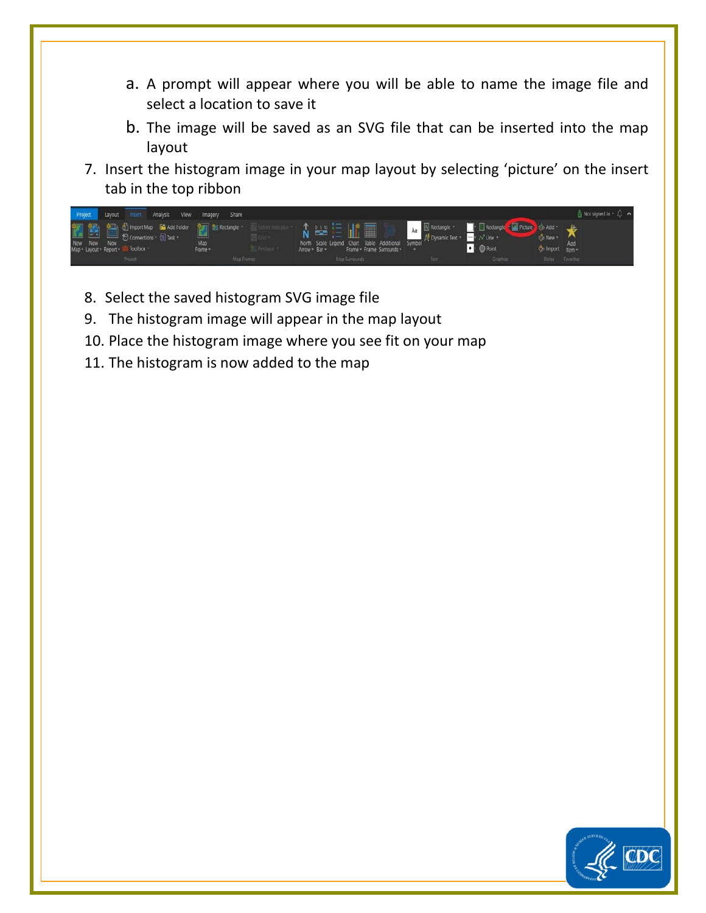a. A prompt will appear where you will be able to name the image file and select a location to save it
   b. The image will be saved as an SVG file that can be inserted into the map layout

7. Insert the histogram image in your map layout by selecting ‘picture’ on the insert tab in the top ribbon
8. Select the saved histogram SVG image file
9. The histogram image will appear in the map layout
10. Place the histogram image where you see fit on your map
11. The histogram is now added to the map